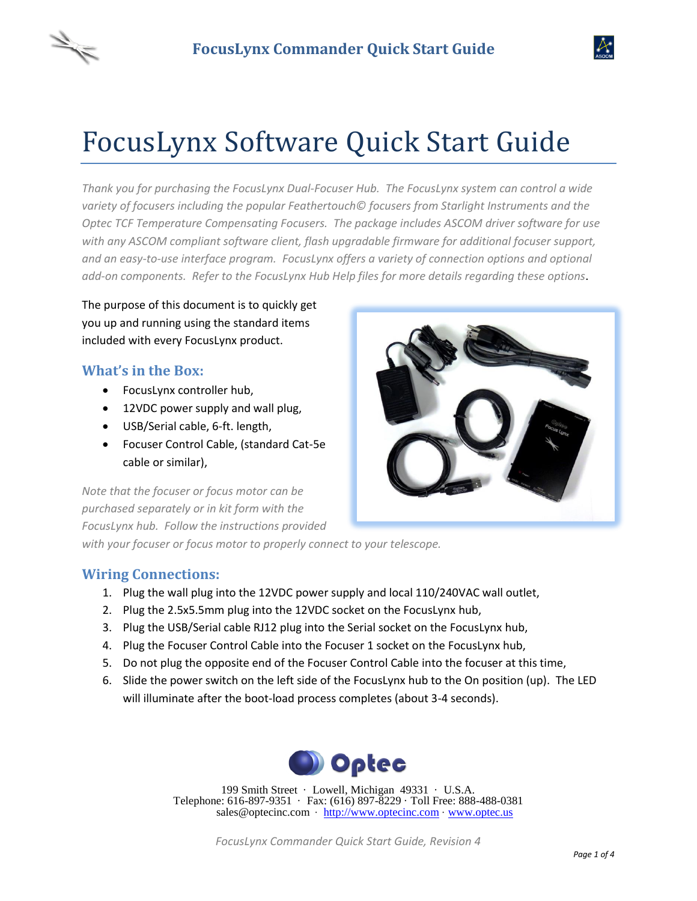# FocusLynx Software Quick Start Guide

*Thank you for purchasing the FocusLynx Dual-Focuser Hub. The FocusLynx system can control a wide variety of focusers including the popular Feathertouch© focusers from Starlight Instruments and the Optec TCF Temperature Compensating Focusers. The package includes ASCOM driver software for use with any ASCOM compliant software client, flash upgradable firmware for additional focuser support, and an easy-to-use interface program. FocusLynx offers a variety of connection options and optional add-on components. Refer to the FocusLynx Hub Help files for more details regarding these options*.

The purpose of this document is to quickly get you up and running using the standard items included with every FocusLynx product.

## What's in the Box:

- FocusLynx controller hub,
- 12VDC power supply and wall plug,
- USB/Serial cable, 6-ft. length,
- Focuser Control Cable, (standard Cat-5e cable or similar),

*Note that the focuser or focus motor can be purchased separately or in kit form with the FocusLynx hub. Follow the instructions provided with your focuser or focus motor to properly connect to your telescope.*

## Wiring Connections:

1. Plug the wall plug into the 12VDC power supply and local 110/240VAC wall outlet,
2. Plug the 2.5x5.5mm plug into the 12VDC socket on the FocusLynx hub,
3. Plug the USB/Serial cable RJ12 plug into the Serial socket on the FocusLynx hub,
4. Plug the Focuser Control Cable into the Focuser 1 socket on the FocusLynx hub,
5. Do not plug the opposite end of the Focuser Control Cable into the focuser at this time,
6. Slide the power switch on the left side of the FocusLynx hub to the On position (up). The LED will illuminate after the boot-load process completes (about 3-4 seconds).

Optec

199 Smith Street · Lowell, Michigan 49331 · U.S.A.
Telephone: 616-897-9351 · Fax: (616) 897-8229 · Toll Free: 888-488-0381
sales@optecinc.com · http://www.optecinc.com · www.optec.us

*FocusLynx Commander Quick Start Guide, Revision 4*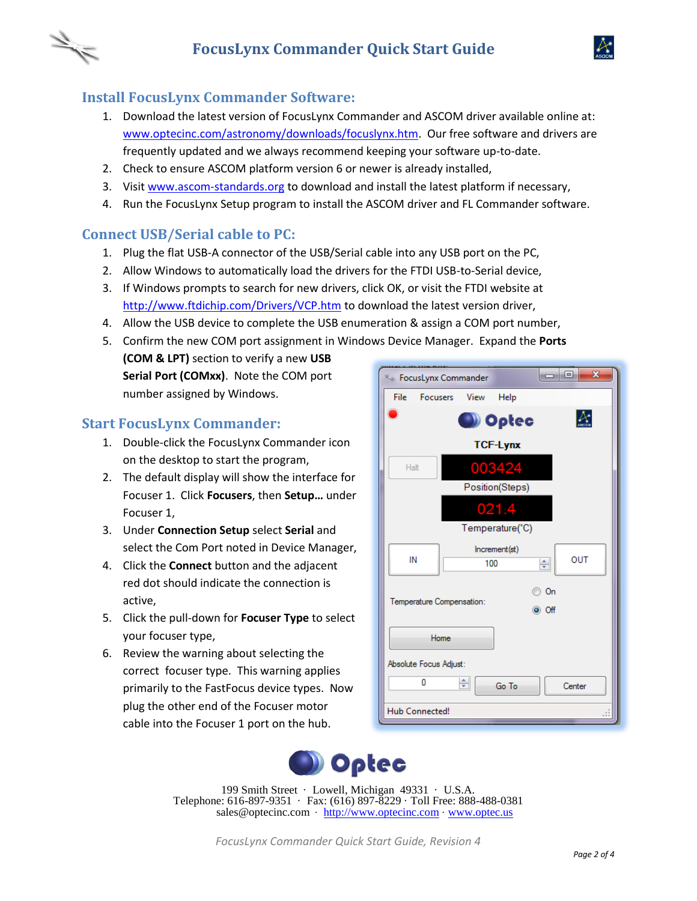## Install FocusLynx Commander Software:

1. Download the latest version of FocusLynx Commander and ASCOM driver available online at: www.optecinc.com/astronomy/downloads/focuslynx.htm. Our free software and drivers are frequently updated and we always recommend keeping your software up-to-date.
2. Check to ensure ASCOM platform version 6 or newer is already installed,
3. Visit www.ascom-standards.org to download and install the latest platform if necessary,
4. Run the FocusLynx Setup program to install the ASCOM driver and FL Commander software.

## Connect USB/Serial cable to PC:

1. Plug the flat USB-A connector of the USB/Serial cable into any USB port on the PC,
2. Allow Windows to automatically load the drivers for the FTDI USB-to-Serial device,
3. If Windows prompts to search for new drivers, click OK, or visit the FTDI website at http://www.ftdichip.com/Drivers/VCP.htm to download the latest version driver,
4. Allow the USB device to complete the USB enumeration & assign a COM port number,
5. Confirm the new COM port assignment in Windows Device Manager. Expand the **Ports (COM & LPT)** section to verify a new **USB Serial Port (COMxx)**. Note the COM port number assigned by Windows.

## Start FocusLynx Commander:

1. Double-click the FocusLynx Commander icon on the desktop to start the program,
2. The default display will show the interface for Focuser 1. Click **Focusers**, then **Setup…** under Focuser 1,
3. Under **Connection Setup** select **Serial** and select the Com Port noted in Device Manager,
4. Click the **Connect** button and the adjacent red dot should indicate the connection is active,
5. Click the pull-down for **Focuser Type** to select your focuser type,
6. Review the warning about selecting the correct focuser type. This warning applies primarily to the FastFocus device types. Now plug the other end of the Focuser motor cable into the Focuser 1 port on the hub.

199 Smith Street · Lowell, Michigan 49331 · U.S.A.
Telephone: 616-897-9351 · Fax: (616) 897-8229 · Toll Free: 888-488-0381
sales@optecinc.com · http://www.optecinc.com · www.optec.us

*FocusLynx Commander Quick Start Guide, Revision 4*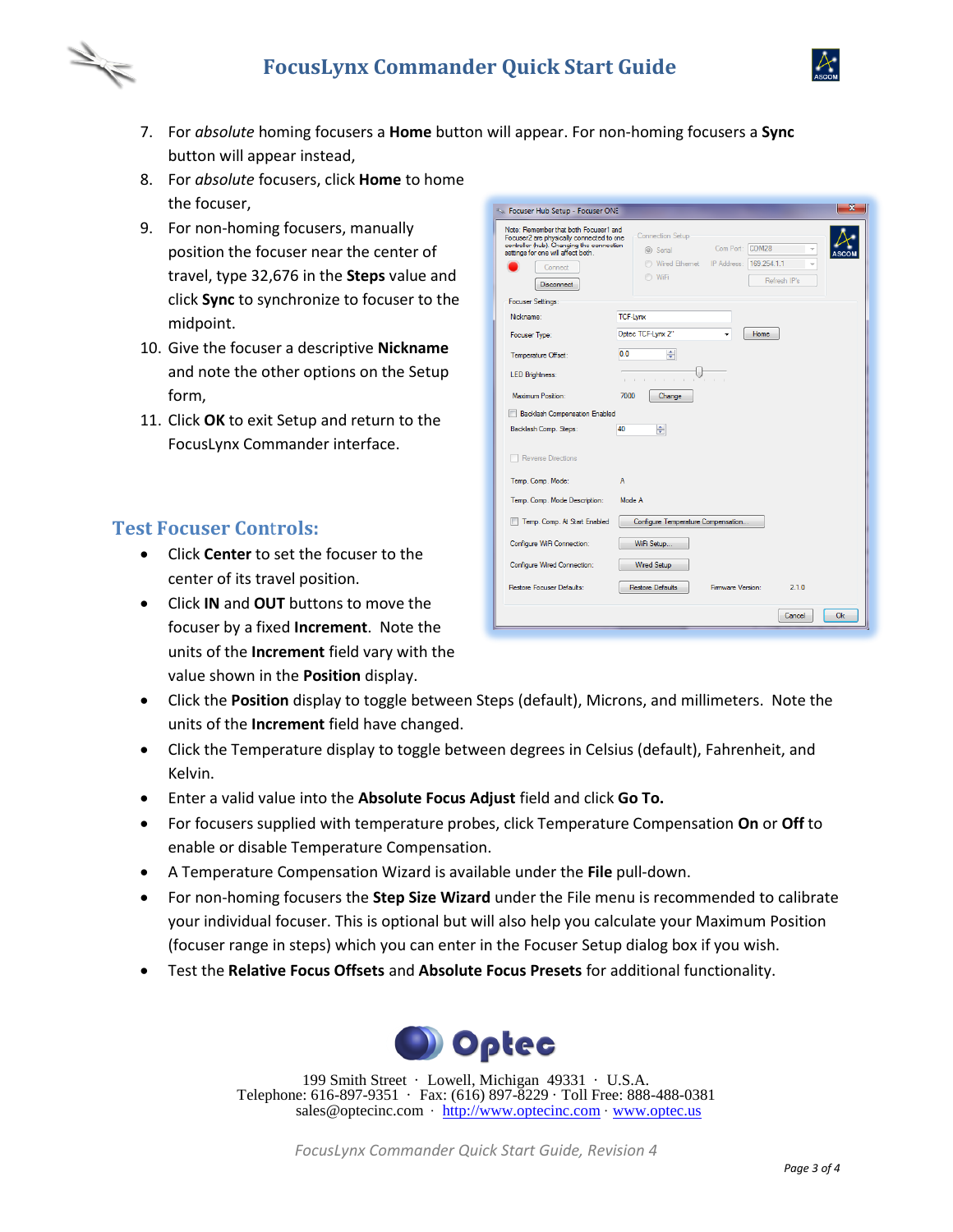7. For *absolute* homing focusers a **Home** button will appear. For non-homing focusers a **Sync** button will appear instead,
8. For *absolute* focusers, click **Home** to home the focuser,
9. For non-homing focusers, manually position the focuser near the center of travel, type 32,676 in the **Steps** value and click **Sync** to synchronize to focuser to the midpoint.
10. Give the focuser a descriptive **Nickname** and note the other options on the Setup form,
11. Click **OK** to exit Setup and return to the FocusLynx Commander interface.

## Test Focuser Controls:

- Click **Center** to set the focuser to the center of its travel position.
- Click **IN** and **OUT** buttons to move the focuser by a fixed **Increment**. Note the units of the **Increment** field vary with the value shown in the **Position** display.
- Click the **Position** display to toggle between Steps (default), Microns, and millimeters. Note the units of the **Increment** field have changed.
- Click the Temperature display to toggle between degrees in Celsius (default), Fahrenheit, and Kelvin.
- Enter a valid value into the **Absolute Focus Adjust** field and click **Go To.**
- For focusers supplied with temperature probes, click Temperature Compensation **On** or **Off** to enable or disable Temperature Compensation.
- A Temperature Compensation Wizard is available under the **File** pull-down.
- For non-homing focusers the **Step Size Wizard** under the File menu is recommended to calibrate your individual focuser. This is optional but will also help you calculate your Maximum Position (focuser range in steps) which you can enter in the Focuser Setup dialog box if you wish.
- Test the **Relative Focus Offsets** and **Absolute Focus Presets** for additional functionality.

Optec

199 Smith Street · Lowell, Michigan 49331 · U.S.A.
Telephone: 616-897-9351 · Fax: (616) 897-8229 · Toll Free: 888-488-0381
sales@optecinc.com · http://www.optecinc.com · www.optec.us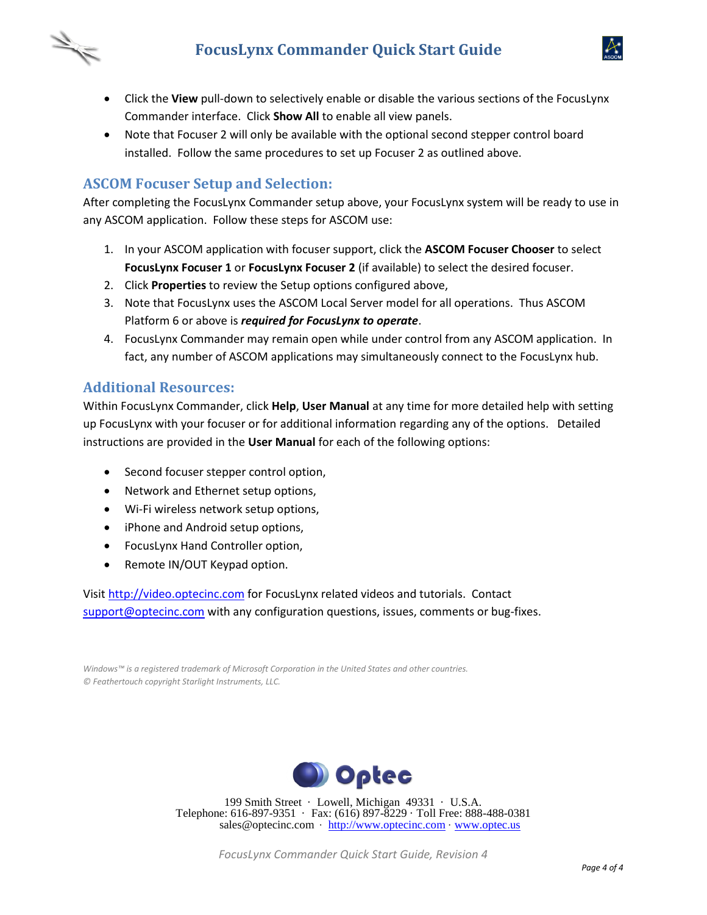- Click the **View** pull-down to selectively enable or disable the various sections of the FocusLynx Commander interface. Click **Show All** to enable all view panels.
- Note that Focuser 2 will only be available with the optional second stepper control board installed. Follow the same procedures to set up Focuser 2 as outlined above.

## ASCOM Focuser Setup and Selection:

After completing the FocusLynx Commander setup above, your FocusLynx system will be ready to use in any ASCOM application. Follow these steps for ASCOM use:

1. In your ASCOM application with focuser support, click the **ASCOM Focuser Chooser** to select **FocusLynx Focuser 1** or **FocusLynx Focuser 2** (if available) to select the desired focuser.
2. Click **Properties** to review the Setup options configured above,
3. Note that FocusLynx uses the ASCOM Local Server model for all operations. Thus ASCOM Platform 6 or above is ***required for FocusLynx to operate***.
4. FocusLynx Commander may remain open while under control from any ASCOM application. In fact, any number of ASCOM applications may simultaneously connect to the FocusLynx hub.

## Additional Resources:

Within FocusLynx Commander, click **Help**, **User Manual** at any time for more detailed help with setting up FocusLynx with your focuser or for additional information regarding any of the options. Detailed instructions are provided in the **User Manual** for each of the following options:

- Second focuser stepper control option,
- Network and Ethernet setup options,
- Wi-Fi wireless network setup options,
- iPhone and Android setup options,
- FocusLynx Hand Controller option,
- Remote IN/OUT Keypad option.

Visit http://video.optecinc.com for FocusLynx related videos and tutorials. Contact support@optecinc.com with any configuration questions, issues, comments or bug-fixes.

*Windows™ is a registered trademark of Microsoft Corporation in the United States and other countries.*
*© Feathertouch copyright Starlight Instruments, LLC.*

Optec

199 Smith Street · Lowell, Michigan 49331 · U.S.A.
Telephone: 616-897-9351 · Fax: (616) 897-8229 · Toll Free: 888-488-0381
sales@optecinc.com · http://www.optecinc.com · www.optec.us

*FocusLynx Commander Quick Start Guide, Revision 4*